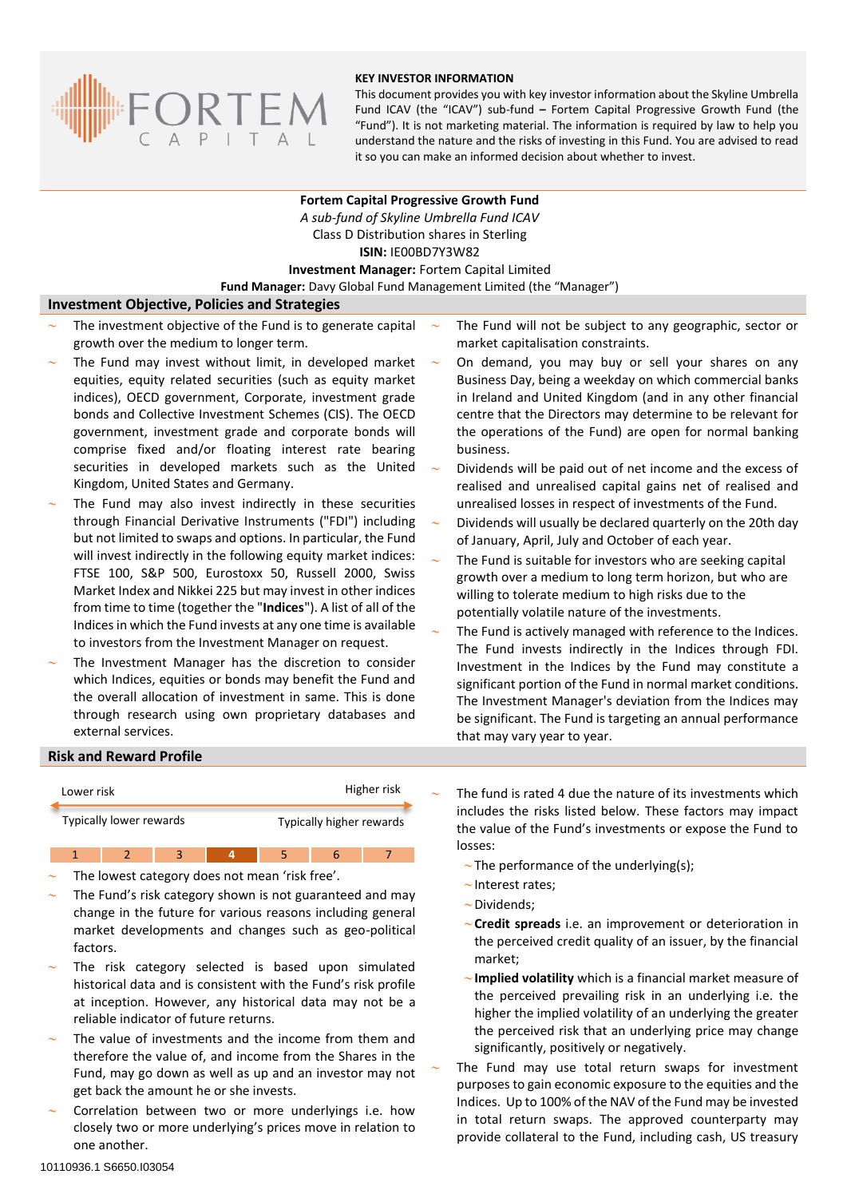FORTEM CAPITAL

**KEY INVESTOR INFORMATION**

This document provides you with key investor information about the Skyline Umbrella Fund ICAV (the "ICAV") sub-fund – Fortem Capital Progressive Growth Fund (the "Fund"). It is not marketing material. The information is required by law to help you understand the nature and the risks of investing in this Fund. You are advised to read it so you can make an informed decision about whether to invest.

**Fortem Capital Progressive Growth Fund**
*A sub-fund of Skyline Umbrella Fund ICAV*
Class D Distribution shares in Sterling
**ISIN:** IE00BD7Y3W82
**Investment Manager:** Fortem Capital Limited
**Fund Manager:** Davy Global Fund Management Limited (the "Manager")

## Investment Objective, Policies and Strategies

- The investment objective of the Fund is to generate capital growth over the medium to longer term.
- The Fund may invest without limit, in developed market equities, equity related securities (such as equity market indices), OECD government, Corporate, investment grade bonds and Collective Investment Schemes (CIS). The OECD government, investment grade and corporate bonds will comprise fixed and/or floating interest rate bearing securities in developed markets such as the United Kingdom, United States and Germany.
- The Fund may also invest indirectly in these securities through Financial Derivative Instruments ("FDI") including but not limited to swaps and options. In particular, the Fund will invest indirectly in the following equity market indices: FTSE 100, S&P 500, Eurostoxx 50, Russell 2000, Swiss Market Index and Nikkei 225 but may invest in other indices from time to time (together the "**Indices**"). A list of all of the Indices in which the Fund invests at any one time is available to investors from the Investment Manager on request.
- The Investment Manager has the discretion to consider which Indices, equities or bonds may benefit the Fund and the overall allocation of investment in same. This is done through research using own proprietary databases and external services.
- The Fund will not be subject to any geographic, sector or market capitalisation constraints.
- On demand, you may buy or sell your shares on any Business Day, being a weekday on which commercial banks in Ireland and United Kingdom (and in any other financial centre that the Directors may determine to be relevant for the operations of the Fund) are open for normal banking business.
- Dividends will be paid out of net income and the excess of realised and unrealised capital gains net of realised and unrealised losses in respect of investments of the Fund.
- Dividends will usually be declared quarterly on the 20th day of January, April, July and October of each year.
- The Fund is suitable for investors who are seeking capital growth over a medium to long term horizon, but who are willing to tolerate medium to high risks due to the potentially volatile nature of the investments.
- The Fund is actively managed with reference to the Indices. The Fund invests indirectly in the Indices through FDI. Investment in the Indices by the Fund may constitute a significant portion of the Fund in normal market conditions. The Investment Manager's deviation from the Indices may be significant. The Fund is targeting an annual performance that may vary year to year.

## Risk and Reward Profile

| Lower risk | | | | | | Higher risk |
|---|---|---|---|---|---|---|
| Typically lower rewards | | | | | | Typically higher rewards |
| 1 | 2 | 3 | **4** | 5 | 6 | 7 |

- The lowest category does not mean 'risk free'.
- The Fund's risk category shown is not guaranteed and may change in the future for various reasons including general market developments and changes such as geo-political factors.
- The risk category selected is based upon simulated historical data and is consistent with the Fund's risk profile at inception. However, any historical data may not be a reliable indicator of future returns.
- The value of investments and the income from them and therefore the value of, and income from the Shares in the Fund, may go down as well as up and an investor may not get back the amount he or she invests.
- Correlation between two or more underlyings i.e. how closely two or more underlying's prices move in relation to one another.
- The fund is rated 4 due the nature of its investments which includes the risks listed below. These factors may impact the value of the Fund's investments or expose the Fund to losses:
  - The performance of the underlying(s);
  - Interest rates;
  - Dividends;
  - **Credit spreads** i.e. an improvement or deterioration in the perceived credit quality of an issuer, by the financial market;
  - **Implied volatility** which is a financial market measure of the perceived prevailing risk in an underlying i.e. the higher the implied volatility of an underlying the greater the perceived risk that an underlying price may change significantly, positively or negatively.
- The Fund may use total return swaps for investment purposes to gain economic exposure to the equities and the Indices. Up to 100% of the NAV of the Fund may be invested in total return swaps. The approved counterparty may provide collateral to the Fund, including cash, US treasury

10110936.1 S6650.I03054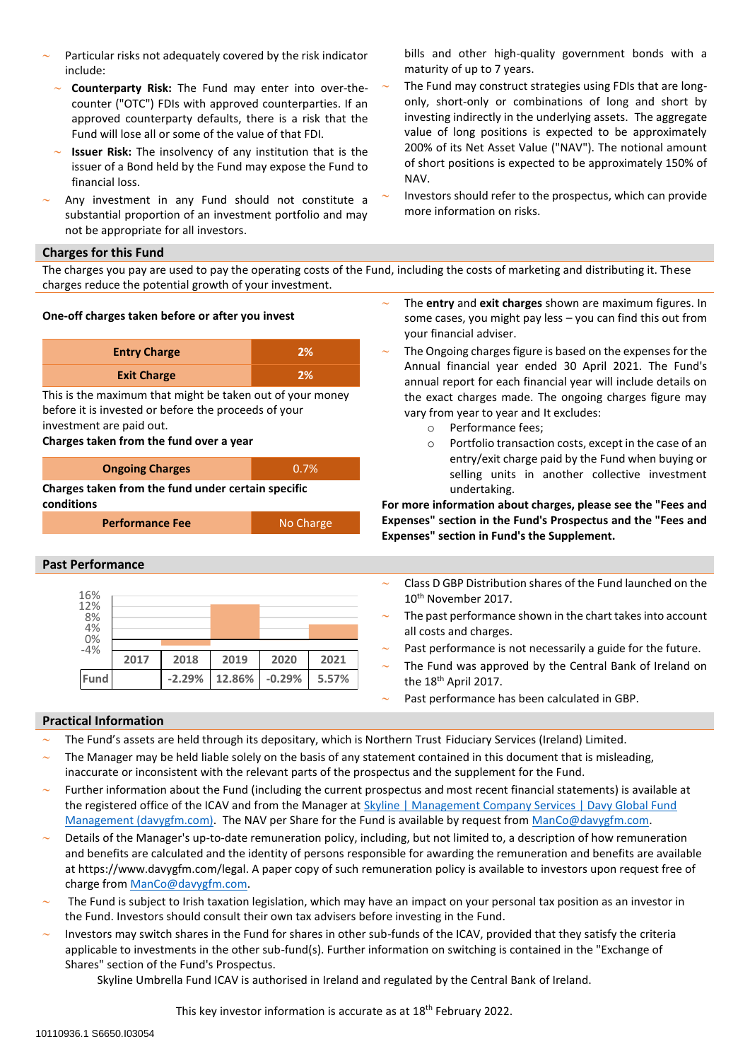- Particular risks not adequately covered by the risk indicator include:
  - **Counterparty Risk:** The Fund may enter into over-the-counter ("OTC") FDIs with approved counterparties. If an approved counterparty defaults, there is a risk that the Fund will lose all or some of the value of that FDI.
  - **Issuer Risk:** The insolvency of any institution that is the issuer of a Bond held by the Fund may expose the Fund to financial loss.
- Any investment in any Fund should not constitute a substantial proportion of an investment portfolio and may not be appropriate for all investors.

bills and other high-quality government bonds with a maturity of up to 7 years.

- The Fund may construct strategies using FDIs that are long-only, short-only or combinations of long and short by investing indirectly in the underlying assets. The aggregate value of long positions is expected to be approximately 200% of its Net Asset Value ("NAV"). The notional amount of short positions is expected to be approximately 150% of NAV.
- Investors should refer to the prospectus, which can provide more information on risks.

## Charges for this Fund

The charges you pay are used to pay the operating costs of the Fund, including the costs of marketing and distributing it. These charges reduce the potential growth of your investment.

**One-off charges taken before or after you invest**

| | |
|---|---|
| **Entry Charge** | **2%** |
| **Exit Charge** | **2%** |

This is the maximum that might be taken out of your money before it is invested or before the proceeds of your investment are paid out.

**Charges taken from the fund over a year**

| | |
|---|---|
| **Ongoing Charges** | 0.7% |

**Charges taken from the fund under certain specific conditions**

| | |
|---|---|
| **Performance Fee** | No Charge |

- The **entry** and **exit charges** shown are maximum figures. In some cases, you might pay less – you can find this out from your financial adviser.
- The Ongoing charges figure is based on the expenses for the Annual financial year ended 30 April 2021. The Fund's annual report for each financial year will include details on the exact charges made. The ongoing charges figure may vary from year to year and It excludes:
  - Performance fees;
  - Portfolio transaction costs, except in the case of an entry/exit charge paid by the Fund when buying or selling units in another collective investment undertaking.

**For more information about charges, please see the "Fees and Expenses" section in the Fund's Prospectus and the "Fees and Expenses" section in Fund's the Supplement.**

## Past Performance

16%
12%
8%
4%
0%
-4%

| | 2017 | 2018 | 2019 | 2020 | 2021 |
|---|---|---|---|---|---|
| Fund | | -2.29% | 12.86% | -0.29% | 5.57% |

- Class D GBP Distribution shares of the Fund launched on the 10th November 2017.
- The past performance shown in the chart takes into account all costs and charges.
- Past performance is not necessarily a guide for the future.
- The Fund was approved by the Central Bank of Ireland on the 18th April 2017.
- Past performance has been calculated in GBP.

## Practical Information

- The Fund's assets are held through its depositary, which is Northern Trust Fiduciary Services (Ireland) Limited.
- The Manager may be held liable solely on the basis of any statement contained in this document that is misleading, inaccurate or inconsistent with the relevant parts of the prospectus and the supplement for the Fund.
- Further information about the Fund (including the current prospectus and most recent financial statements) is available at the registered office of the ICAV and from the Manager at Skyline | Management Company Services | Davy Global Fund Management (davygfm.com). The NAV per Share for the Fund is available by request from ManCo@davygfm.com.
- Details of the Manager's up-to-date remuneration policy, including, but not limited to, a description of how remuneration and benefits are calculated and the identity of persons responsible for awarding the remuneration and benefits are available at https://www.davygfm.com/legal. A paper copy of such remuneration policy is available to investors upon request free of charge from ManCo@davygfm.com.
- The Fund is subject to Irish taxation legislation, which may have an impact on your personal tax position as an investor in the Fund. Investors should consult their own tax advisers before investing in the Fund.
- Investors may switch shares in the Fund for shares in other sub-funds of the ICAV, provided that they satisfy the criteria applicable to investments in the other sub-fund(s). Further information on switching is contained in the "Exchange of Shares" section of the Fund's Prospectus.

Skyline Umbrella Fund ICAV is authorised in Ireland and regulated by the Central Bank of Ireland.

This key investor information is accurate as at 18th February 2022.

10110936.1 S6650.I03054